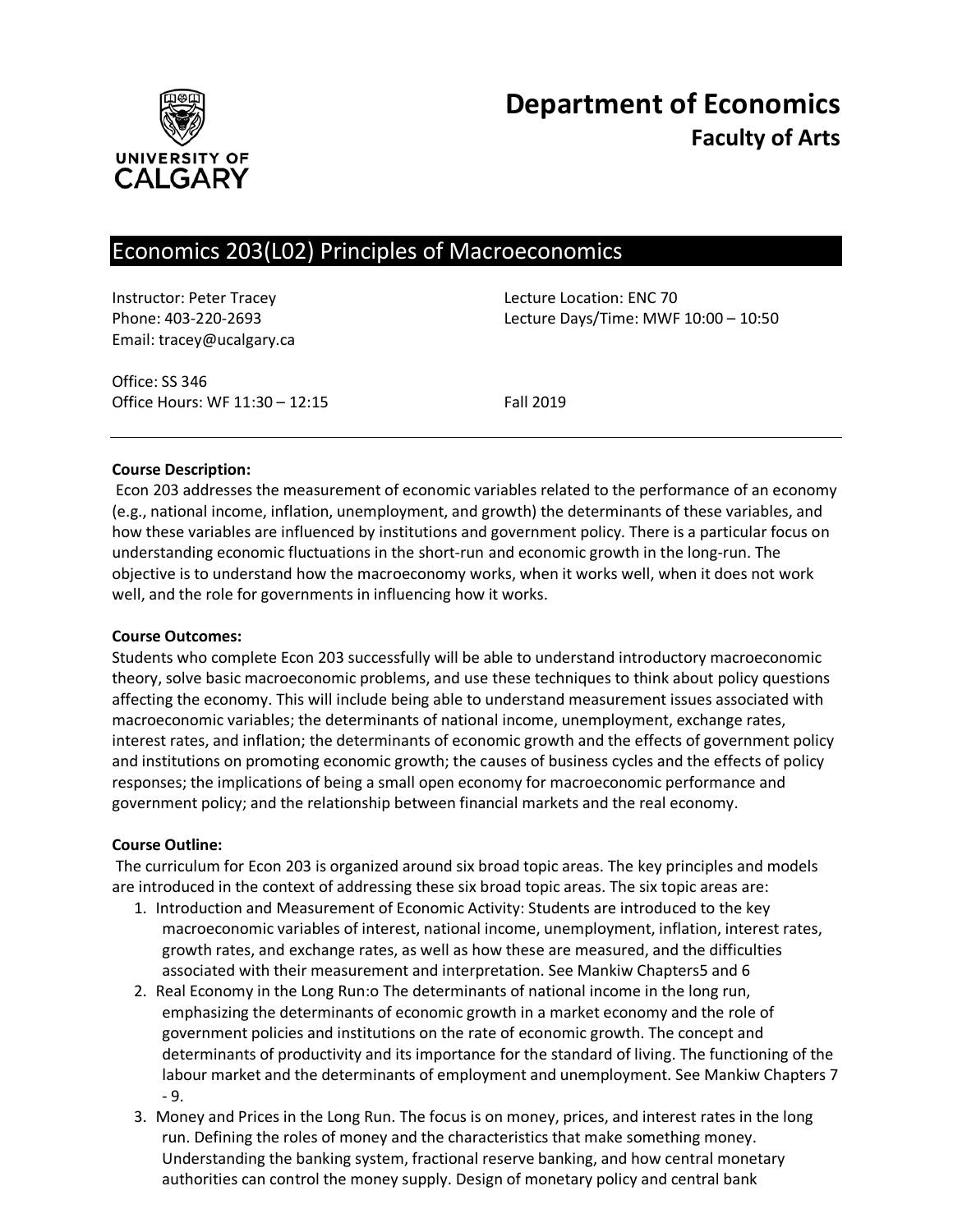# Department of Economics
## Faculty of Arts

## Economics 203(L02) Principles of Macroeconomics

Instructor: Peter Tracey
Phone: 403-220-2693
Email: tracey@ucalgary.ca

Lecture Location: ENC 70
Lecture Days/Time: MWF 10:00 – 10:50

Office: SS 346
Office Hours: WF 11:30 – 12:15

Fall 2019

---

**Course Description:**

Econ 203 addresses the measurement of economic variables related to the performance of an economy (e.g., national income, inflation, unemployment, and growth) the determinants of these variables, and how these variables are influenced by institutions and government policy. There is a particular focus on understanding economic fluctuations in the short-run and economic growth in the long-run. The objective is to understand how the macroeconomy works, when it works well, when it does not work well, and the role for governments in influencing how it works.

**Course Outcomes:**

Students who complete Econ 203 successfully will be able to understand introductory macroeconomic theory, solve basic macroeconomic problems, and use these techniques to think about policy questions affecting the economy. This will include being able to understand measurement issues associated with macroeconomic variables; the determinants of national income, unemployment, exchange rates, interest rates, and inflation; the determinants of economic growth and the effects of government policy and institutions on promoting economic growth; the causes of business cycles and the effects of policy responses; the implications of being a small open economy for macroeconomic performance and government policy; and the relationship between financial markets and the real economy.

**Course Outline:**

The curriculum for Econ 203 is organized around six broad topic areas. The key principles and models are introduced in the context of addressing these six broad topic areas. The six topic areas are:

1. Introduction and Measurement of Economic Activity: Students are introduced to the key macroeconomic variables of interest, national income, unemployment, inflation, interest rates, growth rates, and exchange rates, as well as how these are measured, and the difficulties associated with their measurement and interpretation. See Mankiw Chapters5 and 6
2. Real Economy in the Long Run:o The determinants of national income in the long run, emphasizing the determinants of economic growth in a market economy and the role of government policies and institutions on the rate of economic growth. The concept and determinants of productivity and its importance for the standard of living. The functioning of the labour market and the determinants of employment and unemployment. See Mankiw Chapters 7 - 9.
3. Money and Prices in the Long Run. The focus is on money, prices, and interest rates in the long run. Defining the roles of money and the characteristics that make something money. Understanding the banking system, fractional reserve banking, and how central monetary authorities can control the money supply. Design of monetary policy and central bank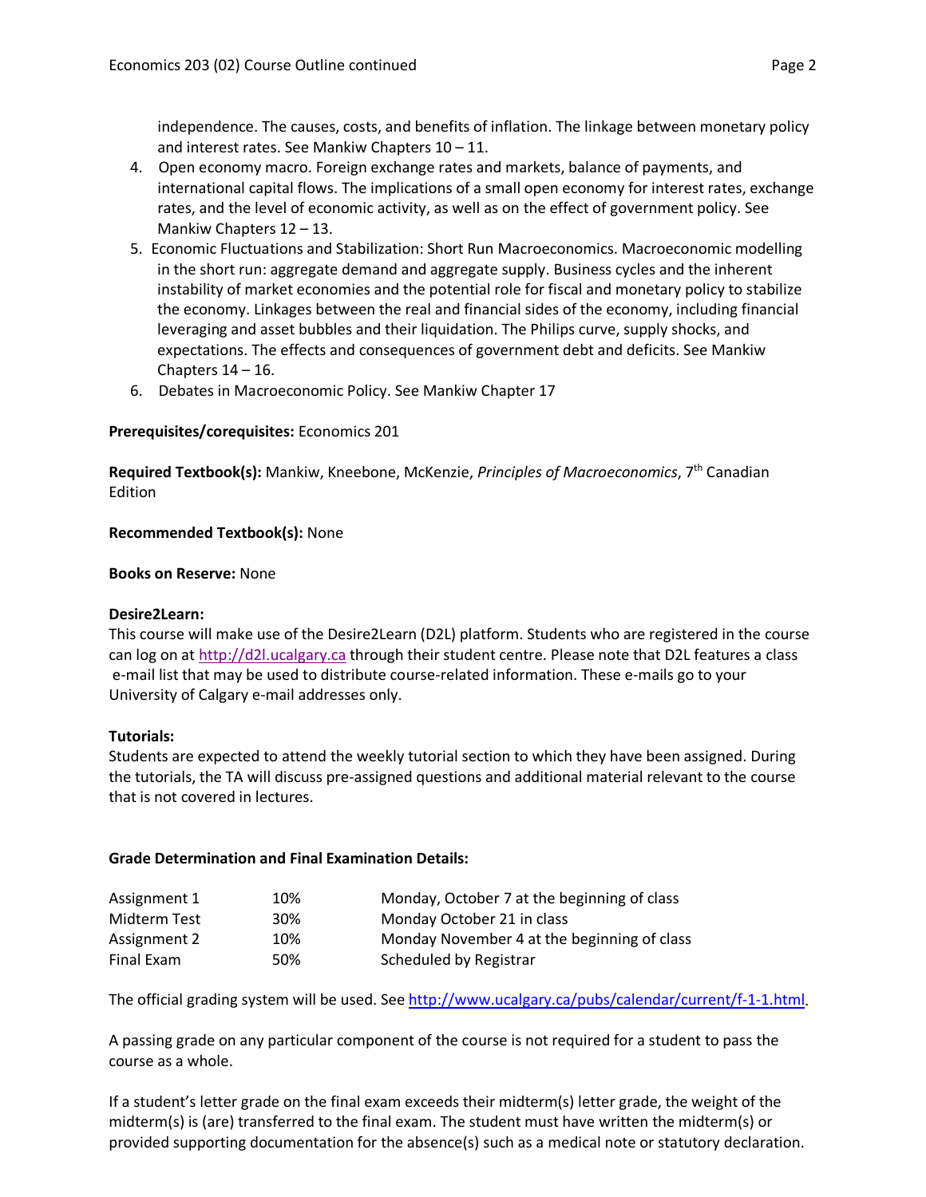independence. The causes, costs, and benefits of inflation. The linkage between monetary policy and interest rates. See Mankiw Chapters 10 – 11.

4. Open economy macro. Foreign exchange rates and markets, balance of payments, and international capital flows. The implications of a small open economy for interest rates, exchange rates, and the level of economic activity, as well as on the effect of government policy. See Mankiw Chapters 12 – 13.
5. Economic Fluctuations and Stabilization: Short Run Macroeconomics. Macroeconomic modelling in the short run: aggregate demand and aggregate supply. Business cycles and the inherent instability of market economies and the potential role for fiscal and monetary policy to stabilize the economy. Linkages between the real and financial sides of the economy, including financial leveraging and asset bubbles and their liquidation. The Philips curve, supply shocks, and expectations. The effects and consequences of government debt and deficits. See Mankiw Chapters 14 – 16.
6. Debates in Macroeconomic Policy. See Mankiw Chapter 17

**Prerequisites/corequisites:** Economics 201

**Required Textbook(s):** Mankiw, Kneebone, McKenzie, *Principles of Macroeconomics*, 7th Canadian Edition

**Recommended Textbook(s):** None

**Books on Reserve:** None

**Desire2Learn:**
This course will make use of the Desire2Learn (D2L) platform. Students who are registered in the course can log on at http://d2l.ucalgary.ca through their student centre. Please note that D2L features a class e-mail list that may be used to distribute course-related information. These e-mails go to your University of Calgary e-mail addresses only.

**Tutorials:**
Students are expected to attend the weekly tutorial section to which they have been assigned. During the tutorials, the TA will discuss pre-assigned questions and additional material relevant to the course that is not covered in lectures.

**Grade Determination and Final Examination Details:**

| Component | Weight | Date |
|---|---|---|
| Assignment 1 | 10% | Monday, October 7 at the beginning of class |
| Midterm Test | 30% | Monday October 21 in class |
| Assignment 2 | 10% | Monday November 4 at the beginning of class |
| Final Exam | 50% | Scheduled by Registrar |

The official grading system will be used. See http://www.ucalgary.ca/pubs/calendar/current/f-1-1.html.

A passing grade on any particular component of the course is not required for a student to pass the course as a whole.

If a student's letter grade on the final exam exceeds their midterm(s) letter grade, the weight of the midterm(s) is (are) transferred to the final exam. The student must have written the midterm(s) or provided supporting documentation for the absence(s) such as a medical note or statutory declaration.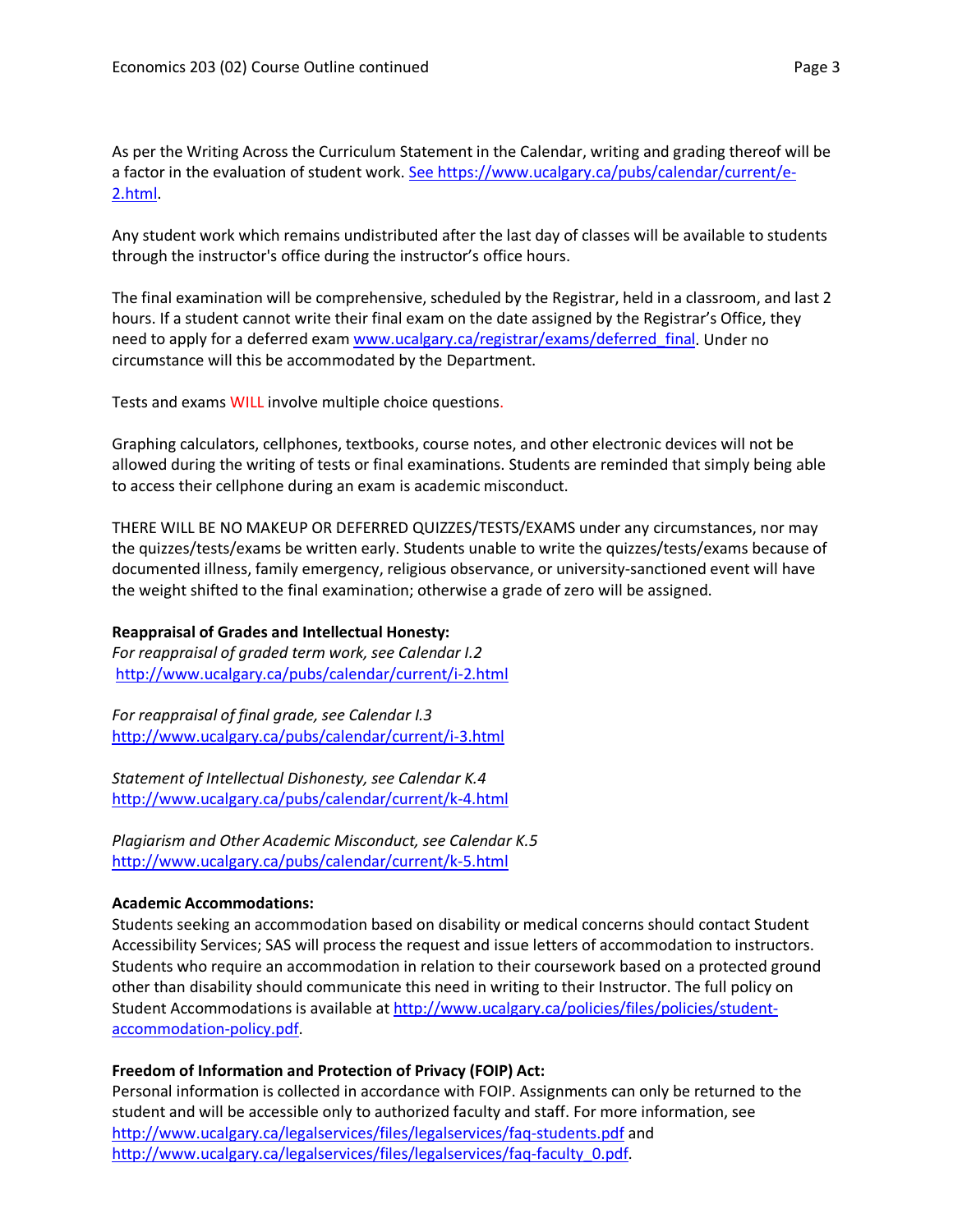As per the Writing Across the Curriculum Statement in the Calendar, writing and grading thereof will be a factor in the evaluation of student work. See https://www.ucalgary.ca/pubs/calendar/current/e-2.html.

Any student work which remains undistributed after the last day of classes will be available to students through the instructor's office during the instructor's office hours.

The final examination will be comprehensive, scheduled by the Registrar, held in a classroom, and last 2 hours. If a student cannot write their final exam on the date assigned by the Registrar's Office, they need to apply for a deferred exam www.ucalgary.ca/registrar/exams/deferred_final. Under no circumstance will this be accommodated by the Department.

Tests and exams WILL involve multiple choice questions.

Graphing calculators, cellphones, textbooks, course notes, and other electronic devices will not be allowed during the writing of tests or final examinations. Students are reminded that simply being able to access their cellphone during an exam is academic misconduct.

THERE WILL BE NO MAKEUP OR DEFERRED QUIZZES/TESTS/EXAMS under any circumstances, nor may the quizzes/tests/exams be written early. Students unable to write the quizzes/tests/exams because of documented illness, family emergency, religious observance, or university-sanctioned event will have the weight shifted to the final examination; otherwise a grade of zero will be assigned.

**Reappraisal of Grades and Intellectual Honesty:**

*For reappraisal of graded term work, see Calendar I.2*
http://www.ucalgary.ca/pubs/calendar/current/i-2.html

*For reappraisal of final grade, see Calendar I.3*
http://www.ucalgary.ca/pubs/calendar/current/i-3.html

*Statement of Intellectual Dishonesty, see Calendar K.4*
http://www.ucalgary.ca/pubs/calendar/current/k-4.html

*Plagiarism and Other Academic Misconduct, see Calendar K.5*
http://www.ucalgary.ca/pubs/calendar/current/k-5.html

**Academic Accommodations:**

Students seeking an accommodation based on disability or medical concerns should contact Student Accessibility Services; SAS will process the request and issue letters of accommodation to instructors. Students who require an accommodation in relation to their coursework based on a protected ground other than disability should communicate this need in writing to their Instructor. The full policy on Student Accommodations is available at http://www.ucalgary.ca/policies/files/policies/student-accommodation-policy.pdf.

**Freedom of Information and Protection of Privacy (FOIP) Act:**

Personal information is collected in accordance with FOIP. Assignments can only be returned to the student and will be accessible only to authorized faculty and staff. For more information, see http://www.ucalgary.ca/legalservices/files/legalservices/faq-students.pdf and http://www.ucalgary.ca/legalservices/files/legalservices/faq-faculty_0.pdf.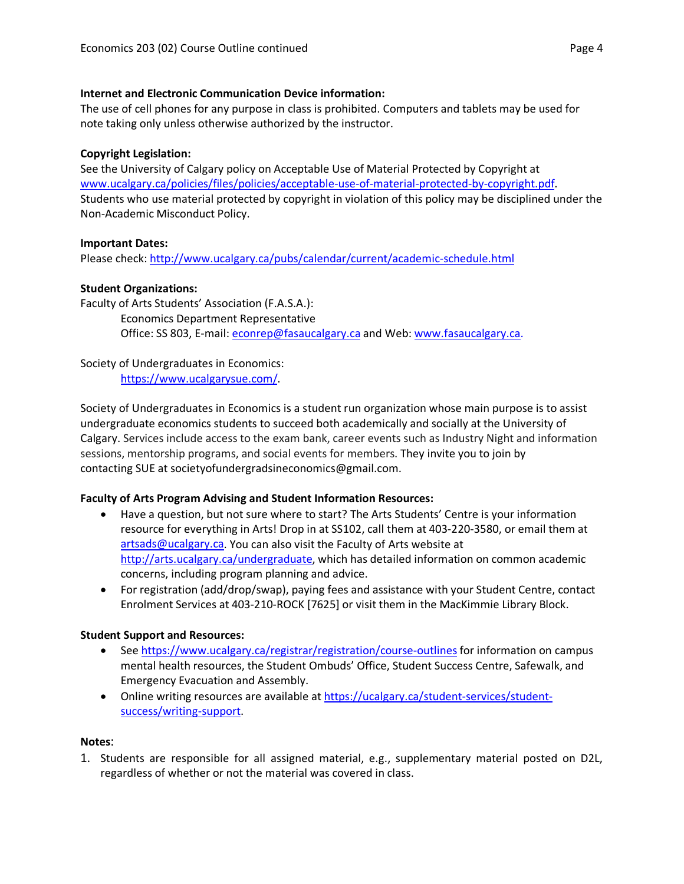**Internet and Electronic Communication Device information:**
The use of cell phones for any purpose in class is prohibited. Computers and tablets may be used for note taking only unless otherwise authorized by the instructor.

**Copyright Legislation:**
See the University of Calgary policy on Acceptable Use of Material Protected by Copyright at www.ucalgary.ca/policies/files/policies/acceptable-use-of-material-protected-by-copyright.pdf. Students who use material protected by copyright in violation of this policy may be disciplined under the Non-Academic Misconduct Policy.

**Important Dates:**
Please check: http://www.ucalgary.ca/pubs/calendar/current/academic-schedule.html

**Student Organizations:**
Faculty of Arts Students' Association (F.A.S.A.):

Economics Department Representative
Office: SS 803, E-mail: econrep@fasaucalgary.ca and Web: www.fasaucalgary.ca.

Society of Undergraduates in Economics:

https://www.ucalgarysue.com/.

Society of Undergraduates in Economics is a student run organization whose main purpose is to assist undergraduate economics students to succeed both academically and socially at the University of Calgary. Services include access to the exam bank, career events such as Industry Night and information sessions, mentorship programs, and social events for members. They invite you to join by contacting SUE at societyofundergradsineconomics@gmail.com.

**Faculty of Arts Program Advising and Student Information Resources:**

- Have a question, but not sure where to start? The Arts Students' Centre is your information resource for everything in Arts! Drop in at SS102, call them at 403-220-3580, or email them at artsads@ucalgary.ca. You can also visit the Faculty of Arts website at http://arts.ucalgary.ca/undergraduate, which has detailed information on common academic concerns, including program planning and advice.
- For registration (add/drop/swap), paying fees and assistance with your Student Centre, contact Enrolment Services at 403-210-ROCK [7625] or visit them in the MacKimmie Library Block.

**Student Support and Resources:**

- See https://www.ucalgary.ca/registrar/registration/course-outlines for information on campus mental health resources, the Student Ombuds' Office, Student Success Centre, Safewalk, and Emergency Evacuation and Assembly.
- Online writing resources are available at https://ucalgary.ca/student-services/student-success/writing-support.

**Notes**:

1. Students are responsible for all assigned material, e.g., supplementary material posted on D2L, regardless of whether or not the material was covered in class.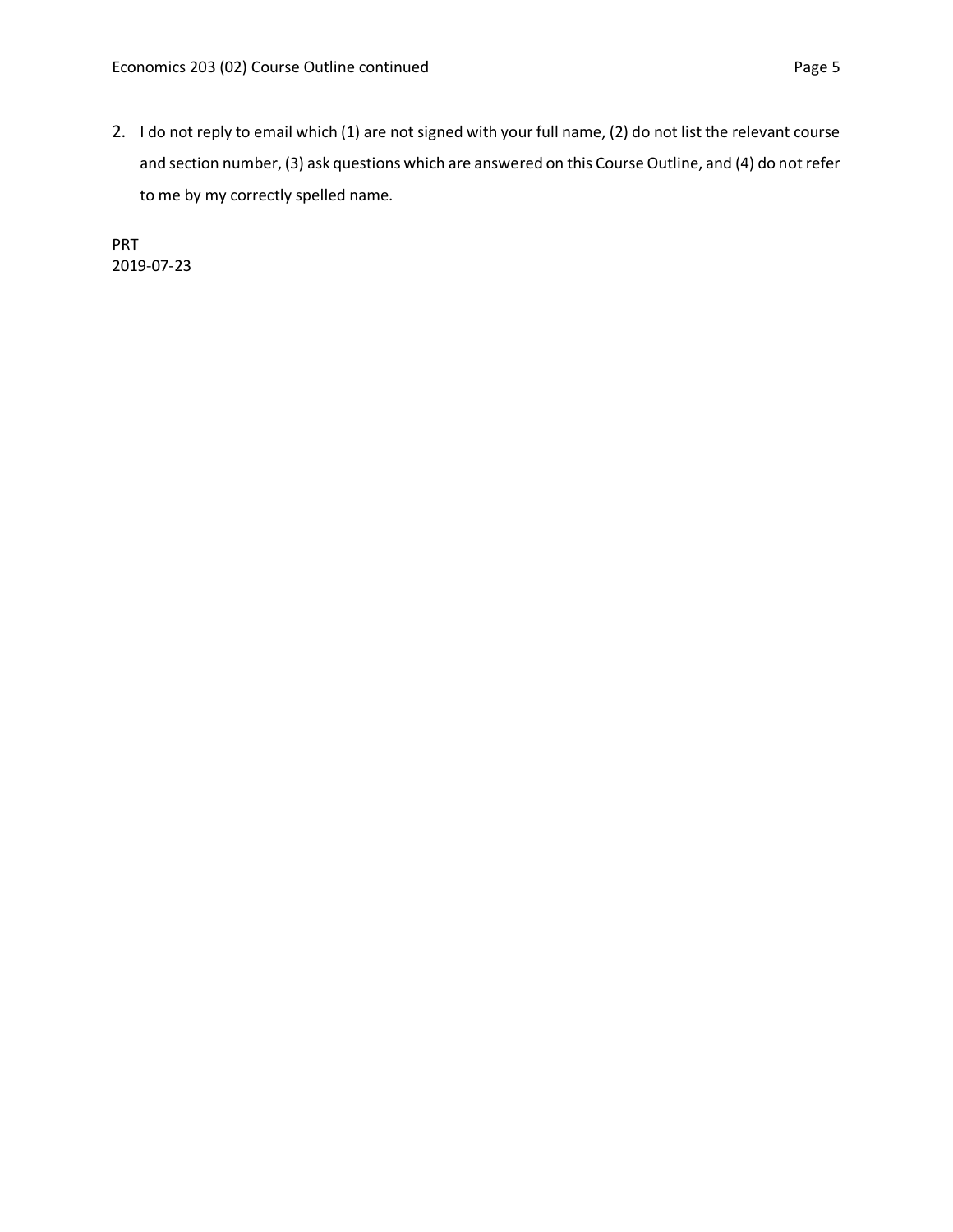2. I do not reply to email which (1) are not signed with your full name, (2) do not list the relevant course and section number, (3) ask questions which are answered on this Course Outline, and (4) do not refer to me by my correctly spelled name.

PRT
2019-07-23